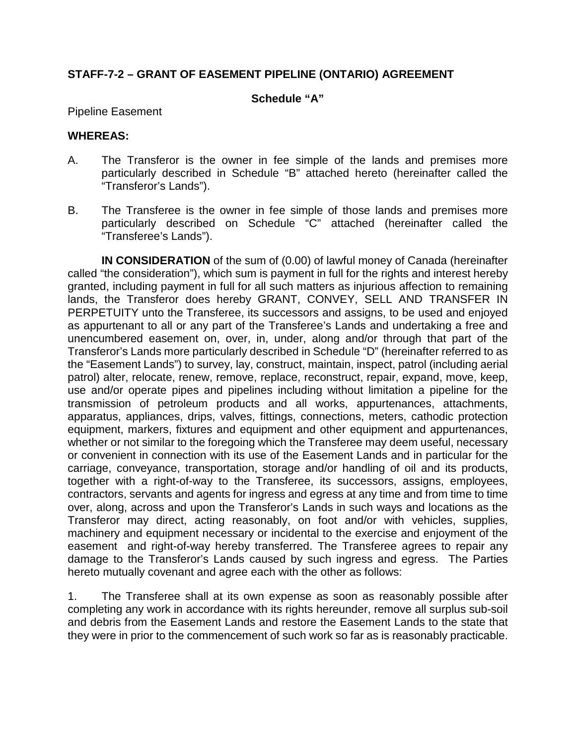## STAFF-7-2 – GRANT OF EASEMENT PIPELINE (ONTARIO) AGREEMENT

**Schedule "A"**

Pipeline Easement

**WHEREAS:**

A. The Transferor is the owner in fee simple of the lands and premises more particularly described in Schedule "B" attached hereto (hereinafter called the "Transferor's Lands").

B. The Transferee is the owner in fee simple of those lands and premises more particularly described on Schedule "C" attached (hereinafter called the "Transferee's Lands").

**IN CONSIDERATION** of the sum of (0.00) of lawful money of Canada (hereinafter called "the consideration"), which sum is payment in full for the rights and interest hereby granted, including payment in full for all such matters as injurious affection to remaining lands, the Transferor does hereby GRANT, CONVEY, SELL AND TRANSFER IN PERPETUITY unto the Transferee, its successors and assigns, to be used and enjoyed as appurtenant to all or any part of the Transferee's Lands and undertaking a free and unencumbered easement on, over, in, under, along and/or through that part of the Transferor's Lands more particularly described in Schedule "D" (hereinafter referred to as the "Easement Lands") to survey, lay, construct, maintain, inspect, patrol (including aerial patrol) alter, relocate, renew, remove, replace, reconstruct, repair, expand, move, keep, use and/or operate pipes and pipelines including without limitation a pipeline for the transmission of petroleum products and all works, appurtenances, attachments, apparatus, appliances, drips, valves, fittings, connections, meters, cathodic protection equipment, markers, fixtures and equipment and other equipment and appurtenances, whether or not similar to the foregoing which the Transferee may deem useful, necessary or convenient in connection with its use of the Easement Lands and in particular for the carriage, conveyance, transportation, storage and/or handling of oil and its products, together with a right-of-way to the Transferee, its successors, assigns, employees, contractors, servants and agents for ingress and egress at any time and from time to time over, along, across and upon the Transferor's Lands in such ways and locations as the Transferor may direct, acting reasonably, on foot and/or with vehicles, supplies, machinery and equipment necessary or incidental to the exercise and enjoyment of the easement and right-of-way hereby transferred. The Transferee agrees to repair any damage to the Transferor's Lands caused by such ingress and egress. The Parties hereto mutually covenant and agree each with the other as follows:

1. The Transferee shall at its own expense as soon as reasonably possible after completing any work in accordance with its rights hereunder, remove all surplus sub-soil and debris from the Easement Lands and restore the Easement Lands to the state that they were in prior to the commencement of such work so far as is reasonably practicable.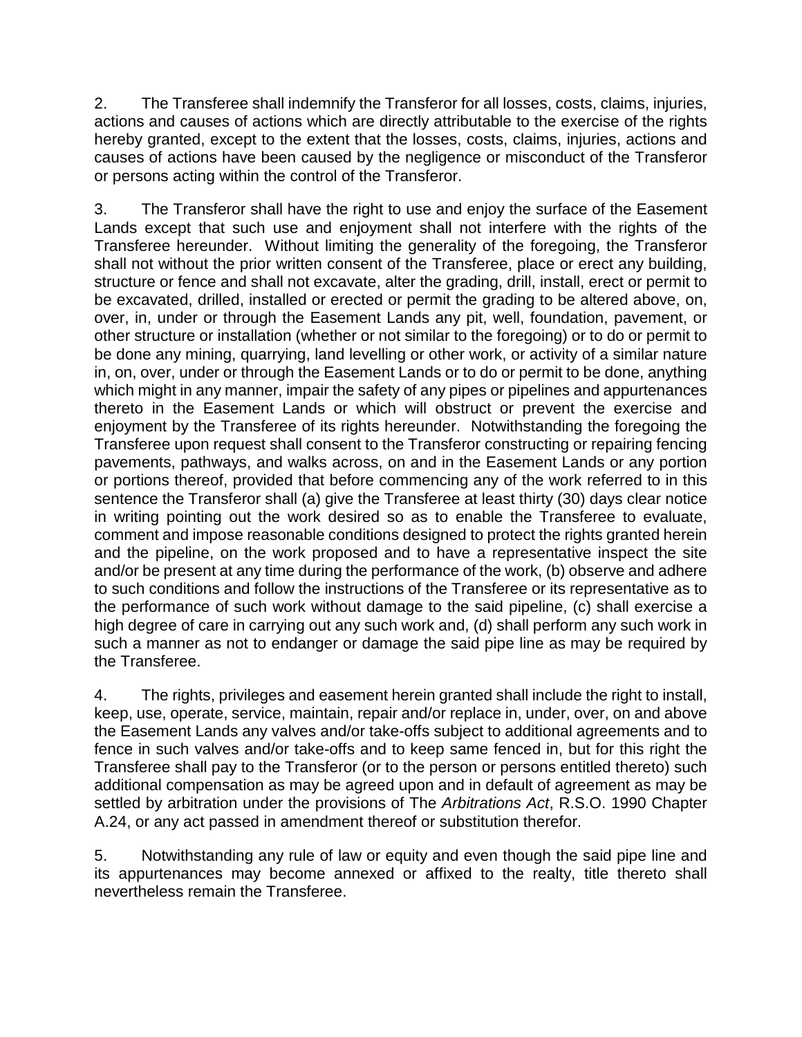2. The Transferee shall indemnify the Transferor for all losses, costs, claims, injuries, actions and causes of actions which are directly attributable to the exercise of the rights hereby granted, except to the extent that the losses, costs, claims, injuries, actions and causes of actions have been caused by the negligence or misconduct of the Transferor or persons acting within the control of the Transferor.

3. The Transferor shall have the right to use and enjoy the surface of the Easement Lands except that such use and enjoyment shall not interfere with the rights of the Transferee hereunder. Without limiting the generality of the foregoing, the Transferor shall not without the prior written consent of the Transferee, place or erect any building, structure or fence and shall not excavate, alter the grading, drill, install, erect or permit to be excavated, drilled, installed or erected or permit the grading to be altered above, on, over, in, under or through the Easement Lands any pit, well, foundation, pavement, or other structure or installation (whether or not similar to the foregoing) or to do or permit to be done any mining, quarrying, land levelling or other work, or activity of a similar nature in, on, over, under or through the Easement Lands or to do or permit to be done, anything which might in any manner, impair the safety of any pipes or pipelines and appurtenances thereto in the Easement Lands or which will obstruct or prevent the exercise and enjoyment by the Transferee of its rights hereunder. Notwithstanding the foregoing the Transferee upon request shall consent to the Transferor constructing or repairing fencing pavements, pathways, and walks across, on and in the Easement Lands or any portion or portions thereof, provided that before commencing any of the work referred to in this sentence the Transferor shall (a) give the Transferee at least thirty (30) days clear notice in writing pointing out the work desired so as to enable the Transferee to evaluate, comment and impose reasonable conditions designed to protect the rights granted herein and the pipeline, on the work proposed and to have a representative inspect the site and/or be present at any time during the performance of the work, (b) observe and adhere to such conditions and follow the instructions of the Transferee or its representative as to the performance of such work without damage to the said pipeline, (c) shall exercise a high degree of care in carrying out any such work and, (d) shall perform any such work in such a manner as not to endanger or damage the said pipe line as may be required by the Transferee.

4. The rights, privileges and easement herein granted shall include the right to install, keep, use, operate, service, maintain, repair and/or replace in, under, over, on and above the Easement Lands any valves and/or take-offs subject to additional agreements and to fence in such valves and/or take-offs and to keep same fenced in, but for this right the Transferee shall pay to the Transferor (or to the person or persons entitled thereto) such additional compensation as may be agreed upon and in default of agreement as may be settled by arbitration under the provisions of The *Arbitrations Act*, R.S.O. 1990 Chapter A.24, or any act passed in amendment thereof or substitution therefor.

5. Notwithstanding any rule of law or equity and even though the said pipe line and its appurtenances may become annexed or affixed to the realty, title thereto shall nevertheless remain the Transferee.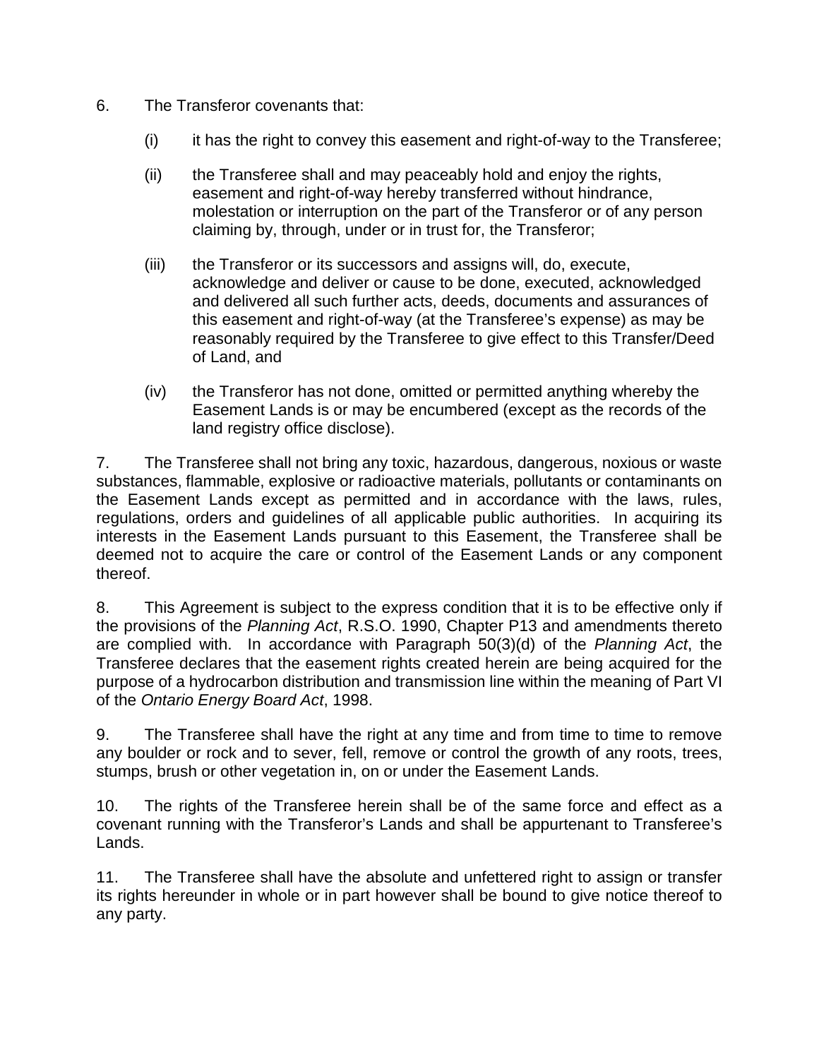6. The Transferor covenants that:

   (i) it has the right to convey this easement and right-of-way to the Transferee;

   (ii) the Transferee shall and may peaceably hold and enjoy the rights, easement and right-of-way hereby transferred without hindrance, molestation or interruption on the part of the Transferor or of any person claiming by, through, under or in trust for, the Transferor;

   (iii) the Transferor or its successors and assigns will, do, execute, acknowledge and deliver or cause to be done, executed, acknowledged and delivered all such further acts, deeds, documents and assurances of this easement and right-of-way (at the Transferee's expense) as may be reasonably required by the Transferee to give effect to this Transfer/Deed of Land, and

   (iv) the Transferor has not done, omitted or permitted anything whereby the Easement Lands is or may be encumbered (except as the records of the land registry office disclose).

7. The Transferee shall not bring any toxic, hazardous, dangerous, noxious or waste substances, flammable, explosive or radioactive materials, pollutants or contaminants on the Easement Lands except as permitted and in accordance with the laws, rules, regulations, orders and guidelines of all applicable public authorities. In acquiring its interests in the Easement Lands pursuant to this Easement, the Transferee shall be deemed not to acquire the care or control of the Easement Lands or any component thereof.

8. This Agreement is subject to the express condition that it is to be effective only if the provisions of the *Planning Act*, R.S.O. 1990, Chapter P13 and amendments thereto are complied with. In accordance with Paragraph 50(3)(d) of the *Planning Act*, the Transferee declares that the easement rights created herein are being acquired for the purpose of a hydrocarbon distribution and transmission line within the meaning of Part VI of the *Ontario Energy Board Act*, 1998.

9. The Transferee shall have the right at any time and from time to time to remove any boulder or rock and to sever, fell, remove or control the growth of any roots, trees, stumps, brush or other vegetation in, on or under the Easement Lands.

10. The rights of the Transferee herein shall be of the same force and effect as a covenant running with the Transferor's Lands and shall be appurtenant to Transferee's Lands.

11. The Transferee shall have the absolute and unfettered right to assign or transfer its rights hereunder in whole or in part however shall be bound to give notice thereof to any party.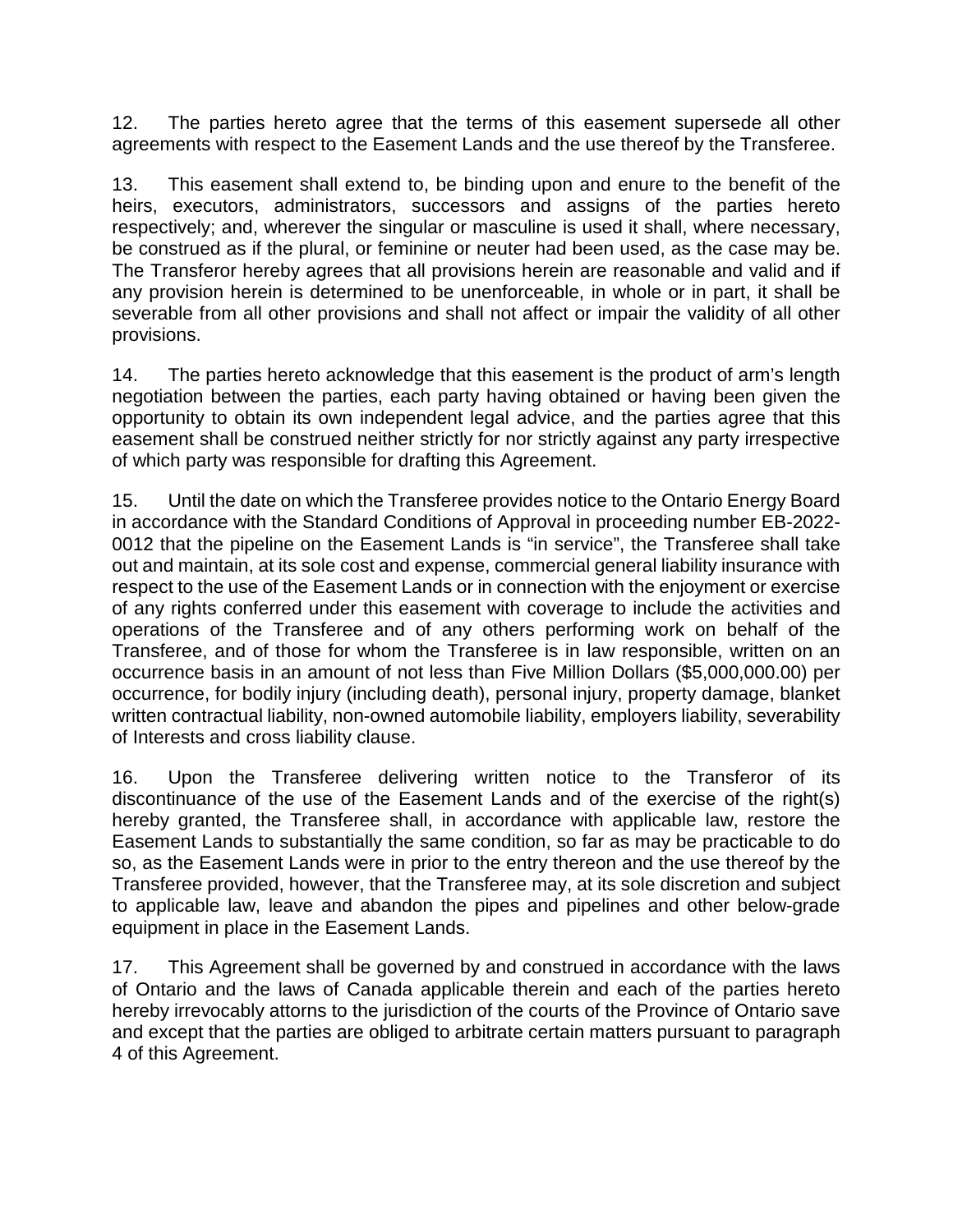12. The parties hereto agree that the terms of this easement supersede all other agreements with respect to the Easement Lands and the use thereof by the Transferee.

13. This easement shall extend to, be binding upon and enure to the benefit of the heirs, executors, administrators, successors and assigns of the parties hereto respectively; and, wherever the singular or masculine is used it shall, where necessary, be construed as if the plural, or feminine or neuter had been used, as the case may be. The Transferor hereby agrees that all provisions herein are reasonable and valid and if any provision herein is determined to be unenforceable, in whole or in part, it shall be severable from all other provisions and shall not affect or impair the validity of all other provisions.

14. The parties hereto acknowledge that this easement is the product of arm's length negotiation between the parties, each party having obtained or having been given the opportunity to obtain its own independent legal advice, and the parties agree that this easement shall be construed neither strictly for nor strictly against any party irrespective of which party was responsible for drafting this Agreement.

15. Until the date on which the Transferee provides notice to the Ontario Energy Board in accordance with the Standard Conditions of Approval in proceeding number EB-2022-0012 that the pipeline on the Easement Lands is "in service", the Transferee shall take out and maintain, at its sole cost and expense, commercial general liability insurance with respect to the use of the Easement Lands or in connection with the enjoyment or exercise of any rights conferred under this easement with coverage to include the activities and operations of the Transferee and of any others performing work on behalf of the Transferee, and of those for whom the Transferee is in law responsible, written on an occurrence basis in an amount of not less than Five Million Dollars ($5,000,000.00) per occurrence, for bodily injury (including death), personal injury, property damage, blanket written contractual liability, non-owned automobile liability, employers liability, severability of Interests and cross liability clause.

16. Upon the Transferee delivering written notice to the Transferor of its discontinuance of the use of the Easement Lands and of the exercise of the right(s) hereby granted, the Transferee shall, in accordance with applicable law, restore the Easement Lands to substantially the same condition, so far as may be practicable to do so, as the Easement Lands were in prior to the entry thereon and the use thereof by the Transferee provided, however, that the Transferee may, at its sole discretion and subject to applicable law, leave and abandon the pipes and pipelines and other below-grade equipment in place in the Easement Lands.

17. This Agreement shall be governed by and construed in accordance with the laws of Ontario and the laws of Canada applicable therein and each of the parties hereto hereby irrevocably attorns to the jurisdiction of the courts of the Province of Ontario save and except that the parties are obliged to arbitrate certain matters pursuant to paragraph 4 of this Agreement.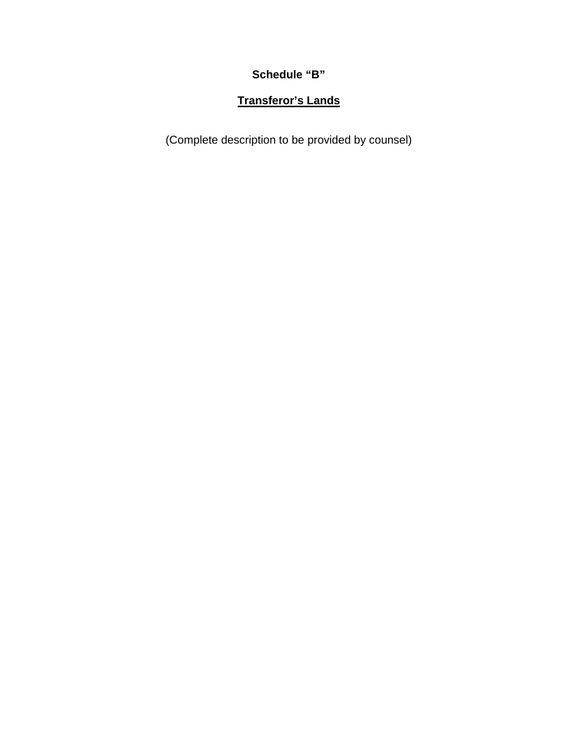**Schedule “B”**

**<u>Transferor’s Lands</u>**

(Complete description to be provided by counsel)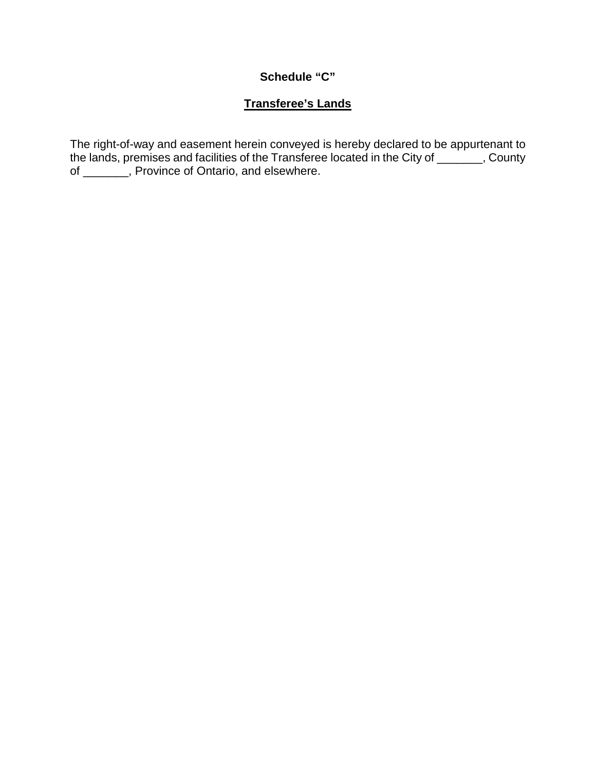**Schedule "C"**

**Transferee's Lands**

The right-of-way and easement herein conveyed is hereby declared to be appurtenant to the lands, premises and facilities of the Transferee located in the City of _______, County of _______, Province of Ontario, and elsewhere.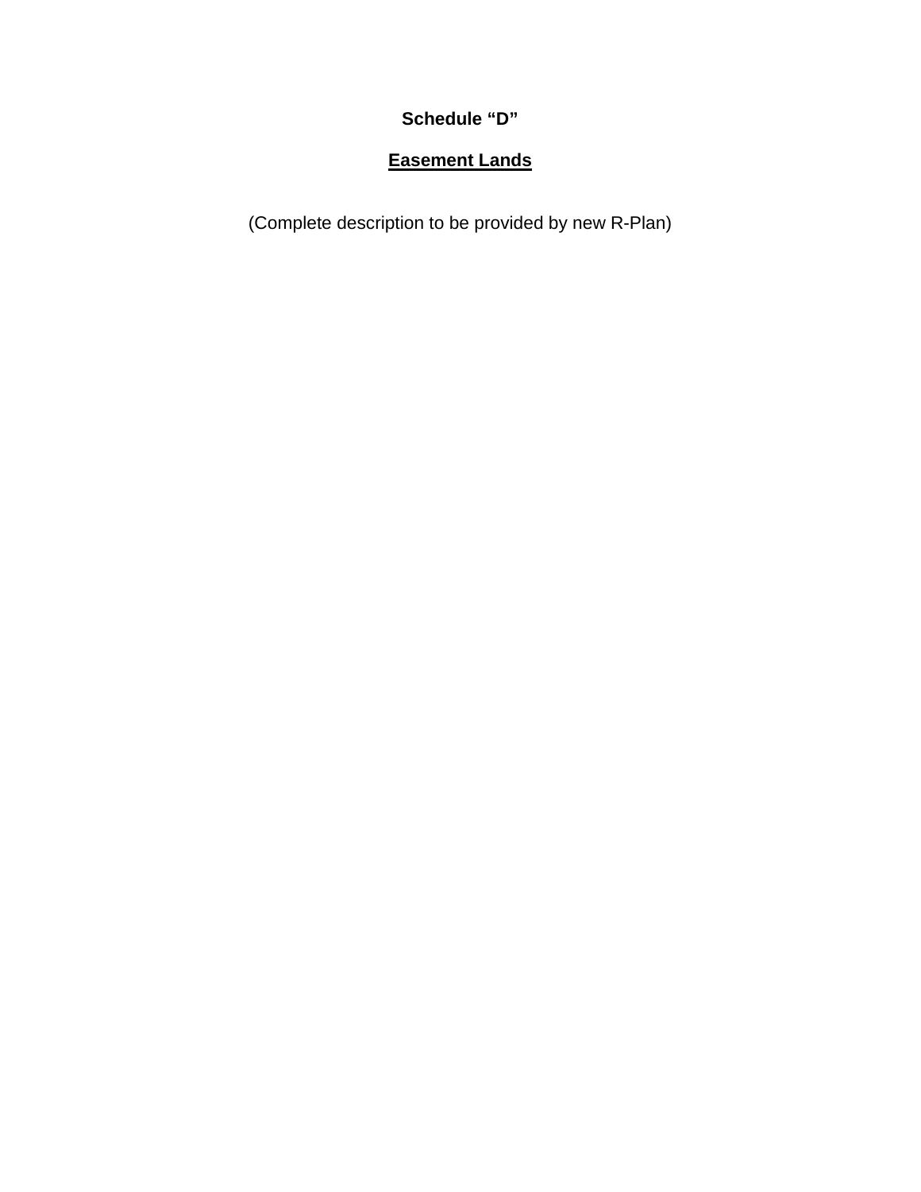**Schedule “D”**

**Easement Lands**

(Complete description to be provided by new R-Plan)